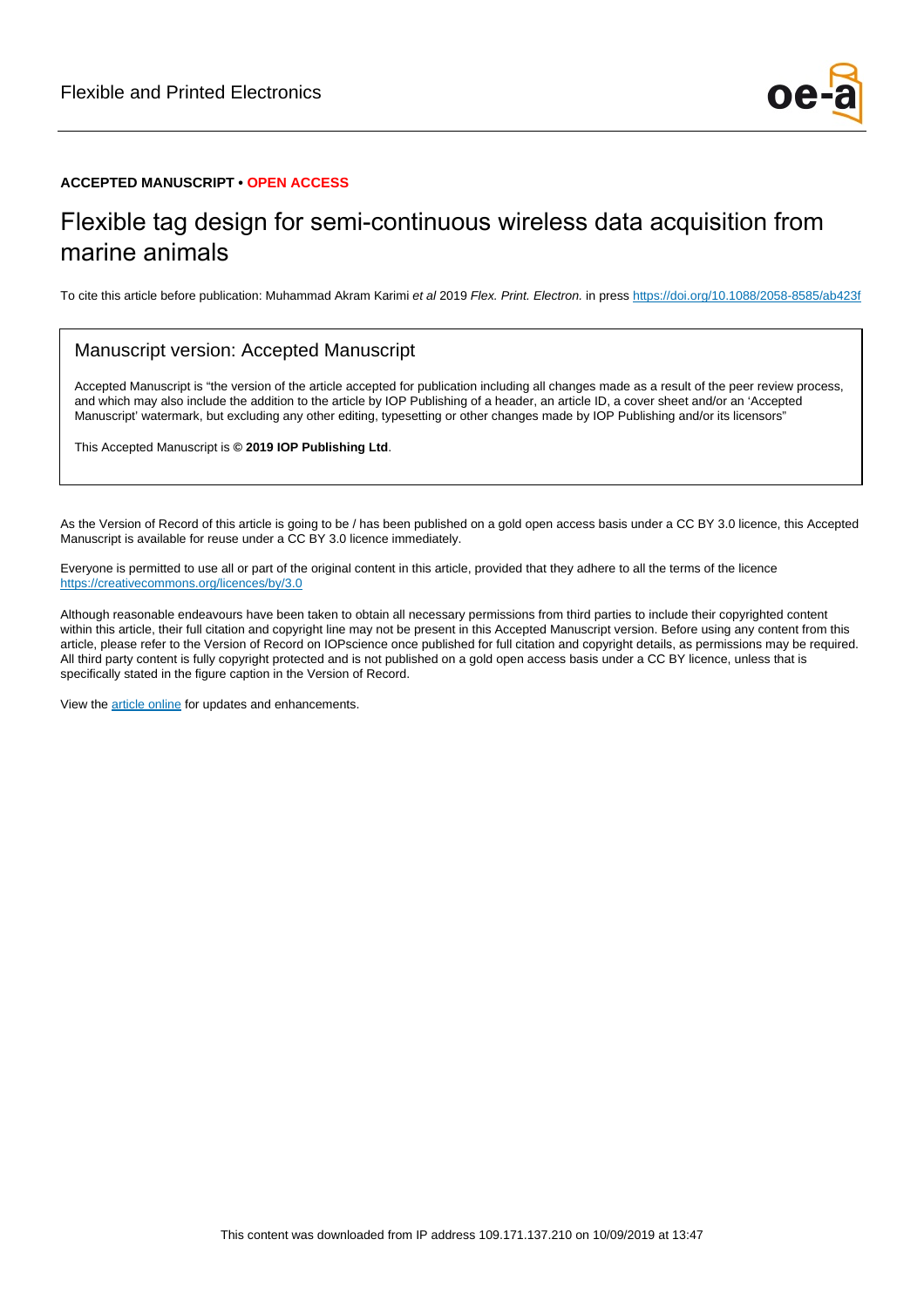Flexible and Printed Electronics

**ACCEPTED MANUSCRIPT • OPEN ACCESS**

# Flexible tag design for semi-continuous wireless data acquisition from marine animals

To cite this article before publication: Muhammad Akram Karimi *et al* 2019 *Flex. Print. Electron.* in press https://doi.org/10.1088/2058-8585/ab423f

## Manuscript version: Accepted Manuscript

Accepted Manuscript is "the version of the article accepted for publication including all changes made as a result of the peer review process, and which may also include the addition to the article by IOP Publishing of a header, an article ID, a cover sheet and/or an 'Accepted Manuscript' watermark, but excluding any other editing, typesetting or other changes made by IOP Publishing and/or its licensors"

This Accepted Manuscript is **© 2019 IOP Publishing Ltd**.

As the Version of Record of this article is going to be / has been published on a gold open access basis under a CC BY 3.0 licence, this Accepted Manuscript is available for reuse under a CC BY 3.0 licence immediately.

Everyone is permitted to use all or part of the original content in this article, provided that they adhere to all the terms of the licence https://creativecommons.org/licences/by/3.0

Although reasonable endeavours have been taken to obtain all necessary permissions from third parties to include their copyrighted content within this article, their full citation and copyright line may not be present in this Accepted Manuscript version. Before using any content from this article, please refer to the Version of Record on IOPscience once published for full citation and copyright details, as permissions may be required. All third party content is fully copyright protected and is not published on a gold open access basis under a CC BY licence, unless that is specifically stated in the figure caption in the Version of Record.

View the article online for updates and enhancements.

This content was downloaded from IP address 109.171.137.210 on 10/09/2019 at 13:47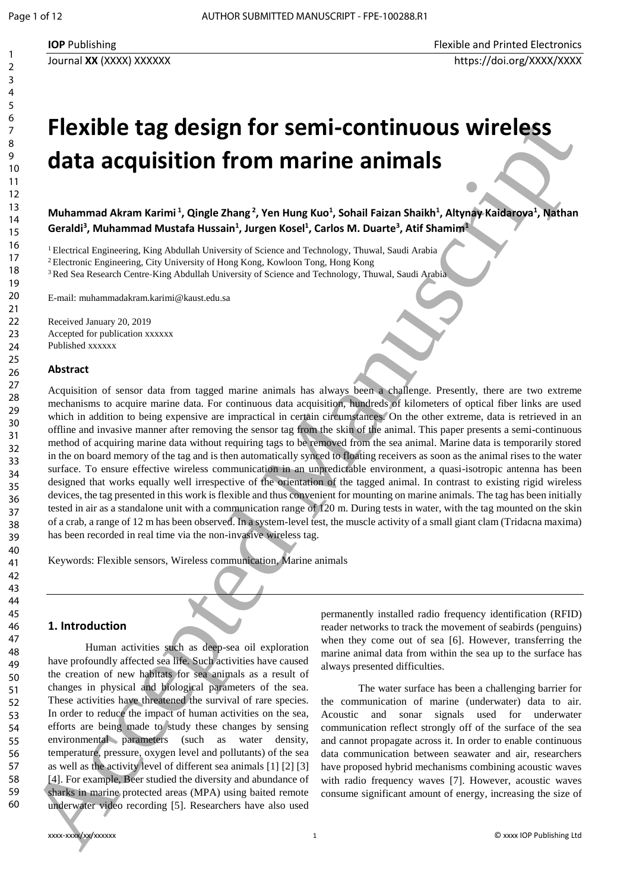# Flexible tag design for semi-continuous wireless data acquisition from marine animals

**Muhammad Akram Karimi [1], Qingle Zhang [2], Yen Hung Kuo[1], Sohail Faizan Shaikh[1], Altynay Kaidarova[1], Nathan Geraldi[3], Muhammad Mustafa Hussain[1], Jurgen Kosel[1], Carlos M. Duarte[3], Atif Shamim[1]**

[1] Electrical Engineering, King Abdullah University of Science and Technology, Thuwal, Saudi Arabia
[2] Electronic Engineering, City University of Hong Kong, Kowloon Tong, Hong Kong
[3] Red Sea Research Centre-King Abdullah University of Science and Technology, Thuwal, Saudi Arabia

E-mail: muhammadakram.karimi@kaust.edu.sa

Received January 20, 2019
Accepted for publication xxxxxx
Published xxxxxx

### Abstract

Acquisition of sensor data from tagged marine animals has always been a challenge. Presently, there are two extreme mechanisms to acquire marine data. For continuous data acquisition, hundreds of kilometers of optical fiber links are used which in addition to being expensive are impractical in certain circumstances. On the other extreme, data is retrieved in an offline and invasive manner after removing the sensor tag from the skin of the animal. This paper presents a semi-continuous method of acquiring marine data without requiring tags to be removed from the sea animal. Marine data is temporarily stored in the on board memory of the tag and is then automatically synced to floating receivers as soon as the animal rises to the water surface. To ensure effective wireless communication in an unpredictable environment, a quasi-isotropic antenna has been designed that works equally well irrespective of the orientation of the tagged animal. In contrast to existing rigid wireless devices, the tag presented in this work is flexible and thus convenient for mounting on marine animals. The tag has been initially tested in air as a standalone unit with a communication range of 120 m. During tests in water, with the tag mounted on the skin of a crab, a range of 12 m has been observed. In a system-level test, the muscle activity of a small giant clam (Tridacna maxima) has been recorded in real time via the non-invasive wireless tag.

Keywords: Flexible sensors, Wireless communication, Marine animals

## 1. Introduction

Human activities such as deep-sea oil exploration have profoundly affected sea life. Such activities have caused the creation of new habitats for sea animals as a result of changes in physical and biological parameters of the sea. These activities have threatened the survival of rare species. In order to reduce the impact of human activities on the sea, efforts are being made to study these changes by sensing environmental parameters (such as water density, temperature, pressure, oxygen level and pollutants) of the sea as well as the activity level of different sea animals [1] [2] [3] [4]. For example, Beer studied the diversity and abundance of sharks in marine protected areas (MPA) using baited remote underwater video recording [5]. Researchers have also used permanently installed radio frequency identification (RFID) reader networks to track the movement of seabirds (penguins) when they come out of sea [6]. However, transferring the marine animal data from within the sea up to the surface has always presented difficulties.

The water surface has been a challenging barrier for the communication of marine (underwater) data to air. Acoustic and sonar signals used for underwater communication reflect strongly off of the surface of the sea and cannot propagate across it. In order to enable continuous data communication between seawater and air, researchers have proposed hybrid mechanisms combining acoustic waves with radio frequency waves [7]. However, acoustic waves consume significant amount of energy, increasing the size of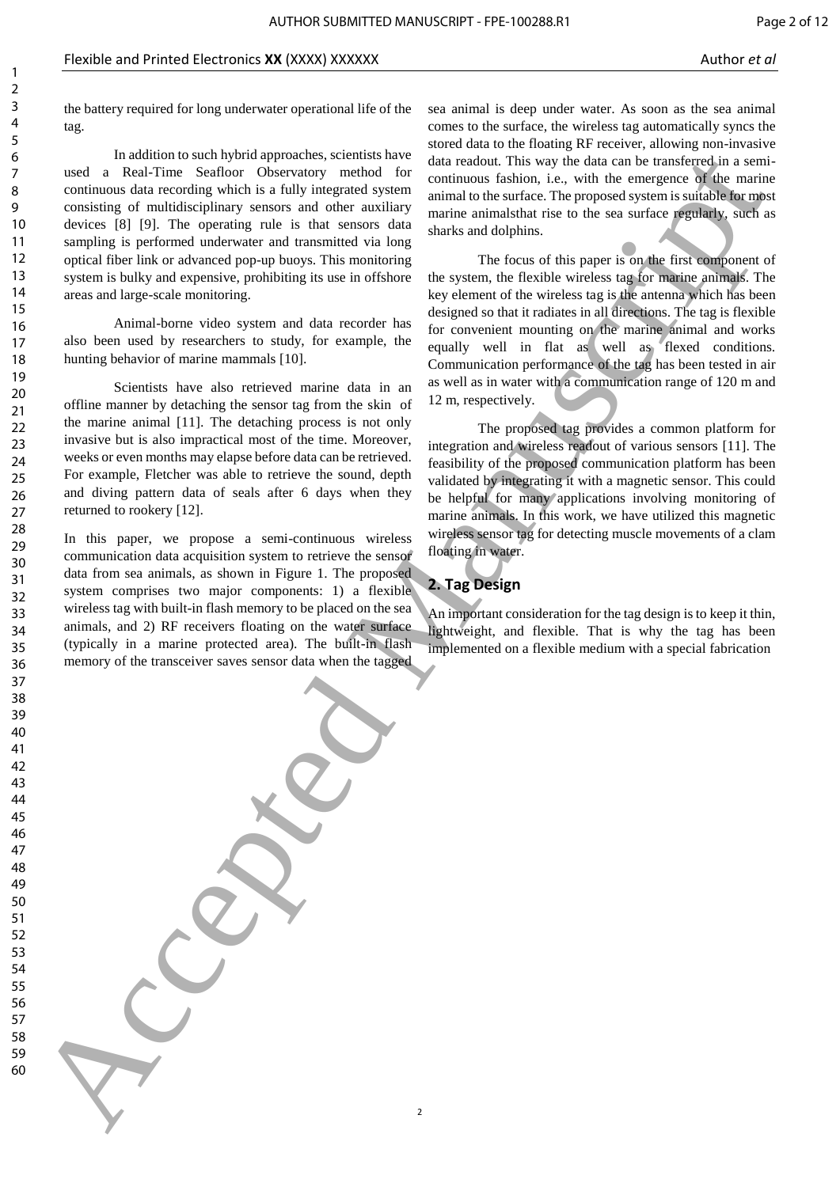the battery required for long underwater operational life of the tag.

In addition to such hybrid approaches, scientists have used a Real-Time Seafloor Observatory method for continuous data recording which is a fully integrated system consisting of multidisciplinary sensors and other auxiliary devices [8] [9]. The operating rule is that sensors data sampling is performed underwater and transmitted via long optical fiber link or advanced pop-up buoys. This monitoring system is bulky and expensive, prohibiting its use in offshore areas and large-scale monitoring.

Animal-borne video system and data recorder has also been used by researchers to study, for example, the hunting behavior of marine mammals [10].

Scientists have also retrieved marine data in an offline manner by detaching the sensor tag from the skin of the marine animal [11]. The detaching process is not only invasive but is also impractical most of the time. Moreover, weeks or even months may elapse before data can be retrieved. For example, Fletcher was able to retrieve the sound, depth and diving pattern data of seals after 6 days when they returned to rookery [12].

In this paper, we propose a semi-continuous wireless communication data acquisition system to retrieve the sensor data from sea animals, as shown in Figure 1. The proposed system comprises two major components: 1) a flexible wireless tag with built-in flash memory to be placed on the sea animals, and 2) RF receivers floating on the water surface (typically in a marine protected area). The built-in flash memory of the transceiver saves sensor data when the tagged sea animal is deep under water. As soon as the sea animal comes to the surface, the wireless tag automatically syncs the stored data to the floating RF receiver, allowing non-invasive data readout. This way the data can be transferred in a semi-continuous fashion, i.e., with the emergence of the marine animal to the surface. The proposed system is suitable for most marine animalsthat rise to the sea surface regularly, such as sharks and dolphins.

The focus of this paper is on the first component of the system, the flexible wireless tag for marine animals. The key element of the wireless tag is the antenna which has been designed so that it radiates in all directions. The tag is flexible for convenient mounting on the marine animal and works equally well in flat as well as flexed conditions. Communication performance of the tag has been tested in air as well as in water with a communication range of 120 m and 12 m, respectively.

The proposed tag provides a common platform for integration and wireless readout of various sensors [11]. The feasibility of the proposed communication platform has been validated by integrating it with a magnetic sensor. This could be helpful for many applications involving monitoring of marine animals. In this work, we have utilized this magnetic wireless sensor tag for detecting muscle movements of a clam floating in water.

## 2. Tag Design

An important consideration for the tag design is to keep it thin, lightweight, and flexible. That is why the tag has been implemented on a flexible medium with a special fabrication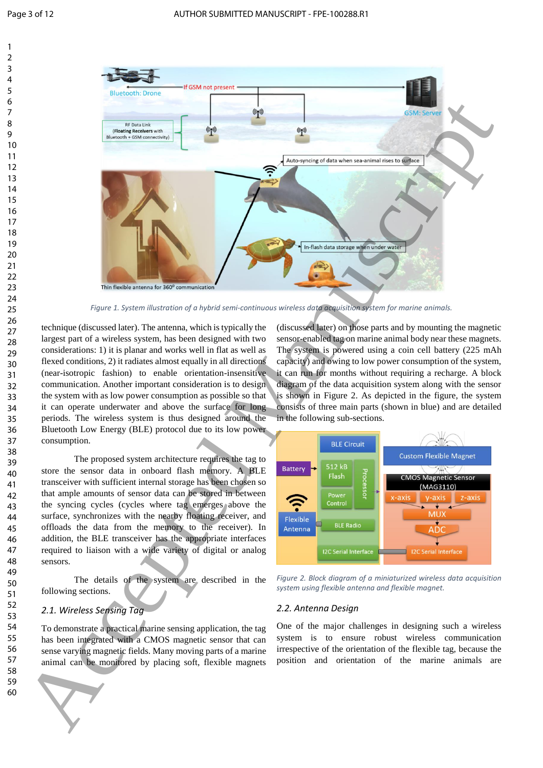Figure 1. System illustration of a hybrid semi-continuous wireless data acquisition system for marine animals.

technique (discussed later). The antenna, which is typically the largest part of a wireless system, has been designed with two considerations: 1) it is planar and works well in flat as well as flexed conditions, 2) it radiates almost equally in all directions (near-isotropic fashion) to enable orientation-insensitive communication. Another important consideration is to design the system with as low power consumption as possible so that it can operate underwater and above the surface for long periods. The wireless system is thus designed around the Bluetooth Low Energy (BLE) protocol due to its low power consumption.

The proposed system architecture requires the tag to store the sensor data in onboard flash memory. A BLE transceiver with sufficient internal storage has been chosen so that ample amounts of sensor data can be stored in between the syncing cycles (cycles where tag emerges above the surface, synchronizes with the nearby floating receiver, and offloads the data from the memory to the receiver). In addition, the BLE transceiver has the appropriate interfaces required to liaison with a wide variety of digital or analog sensors.

The details of the system are described in the following sections.

### 2.1. Wireless Sensing Tag

To demonstrate a practical marine sensing application, the tag has been integrated with a CMOS magnetic sensor that can sense varying magnetic fields. Many moving parts of a marine animal can be monitored by placing soft, flexible magnets (discussed later) on those parts and by mounting the magnetic sensor-enabled tag on marine animal body near these magnets. The system is powered using a coin cell battery (225 mAh capacity) and owing to low power consumption of the system, it can run for months without requiring a recharge. A block diagram of the data acquisition system along with the sensor is shown in Figure 2. As depicted in the figure, the system consists of three main parts (shown in blue) and are detailed in the following sub-sections.

Figure 2. Block diagram of a miniaturized wireless data acquisition system using flexible antenna and flexible magnet.

### 2.2. Antenna Design

One of the major challenges in designing such a wireless system is to ensure robust wireless communication irrespective of the orientation of the flexible tag, because the position and orientation of the marine animals are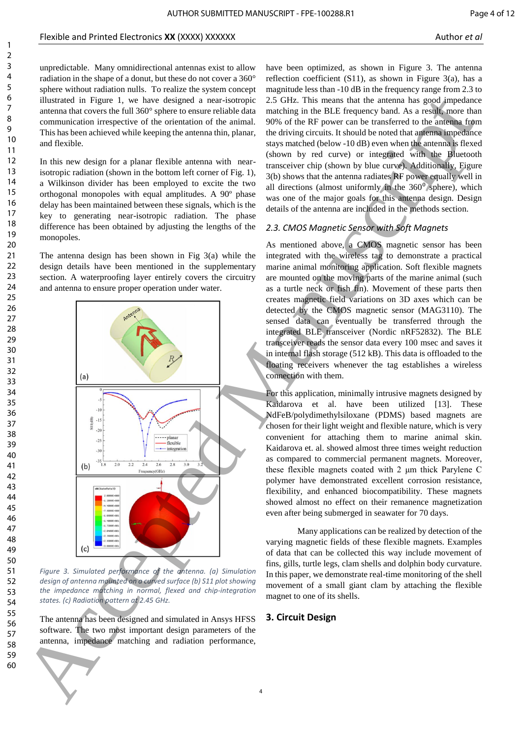unpredictable. Many omnidirectional antennas exist to allow radiation in the shape of a donut, but these do not cover a 360° sphere without radiation nulls. To realize the system concept illustrated in Figure 1, we have designed a near-isotropic antenna that covers the full 360° sphere to ensure reliable data communication irrespective of the orientation of the animal. This has been achieved while keeping the antenna thin, planar, and flexible.

In this new design for a planar flexible antenna with near-isotropic radiation (shown in the bottom left corner of Fig. 1), a Wilkinson divider has been employed to excite the two orthogonal monopoles with equal amplitudes. A 90º phase delay has been maintained between these signals, which is the key to generating near-isotropic radiation. The phase difference has been obtained by adjusting the lengths of the monopoles.

The antenna design has been shown in Fig 3(a) while the design details have been mentioned in the supplementary section. A waterproofing layer entirely covers the circuitry and antenna to ensure proper operation under water.

*Figure 3. Simulated performance of the antenna. (a) Simulation design of antenna mounted on a curved surface (b) S11 plot showing the impedance matching in normal, flexed and chip-integration states. (c) Radiation pattern at 2.45 GHz.*

The antenna has been designed and simulated in Ansys HFSS software. The two most important design parameters of the antenna, impedance matching and radiation performance, have been optimized, as shown in Figure 3. The antenna reflection coefficient (S11), as shown in Figure 3(a), has a magnitude less than -10 dB in the frequency range from 2.3 to 2.5 GHz. This means that the antenna has good impedance matching in the BLE frequency band. As a result, more than 90% of the RF power can be transferred to the antenna from the driving circuits. It should be noted that antenna impedance stays matched (below -10 dB) even when the antenna is flexed (shown by red curve) or integrated with the Bluetooth transceiver chip (shown by blue curve). Additionally, Figure 3(b) shows that the antenna radiates RF power equally well in all directions (almost uniformly in the $360^{0}$ sphere), which was one of the major goals for this antenna design. Design details of the antenna are included in the methods section.

### *2.3. CMOS Magnetic Sensor with Soft Magnets*

As mentioned above, a CMOS magnetic sensor has been integrated with the wireless tag to demonstrate a practical marine animal monitoring application. Soft flexible magnets are mounted on the moving parts of the marine animal (such as a turtle neck or fish fin). Movement of these parts then creates magnetic field variations on 3D axes which can be detected by the CMOS magnetic sensor (MAG3110). The sensed data can eventually be transferred through the integrated BLE transceiver (Nordic nRF52832). The BLE transceiver reads the sensor data every 100 msec and saves it in internal flash storage (512 kB). This data is offloaded to the floating receivers whenever the tag establishes a wireless connection with them.

For this application, minimally intrusive magnets designed by Kaidarova et al. have been utilized [13]. These NdFeB/polydimethylsiloxane (PDMS) based magnets are chosen for their light weight and flexible nature, which is very convenient for attaching them to marine animal skin. Kaidarova et. al. showed almost three times weight reduction as compared to commercial permanent magnets. Moreover, these flexible magnets coated with 2 μm thick Parylene C polymer have demonstrated excellent corrosion resistance, flexibility, and enhanced biocompatibility. These magnets showed almost no effect on their remanence magnetization even after being submerged in seawater for 70 days.

Many applications can be realized by detection of the varying magnetic fields of these flexible magnets. Examples of data that can be collected this way include movement of fins, gills, turtle legs, clam shells and dolphin body curvature. In this paper, we demonstrate real-time monitoring of the shell movement of a small giant clam by attaching the flexible magnet to one of its shells.

## 3. Circuit Design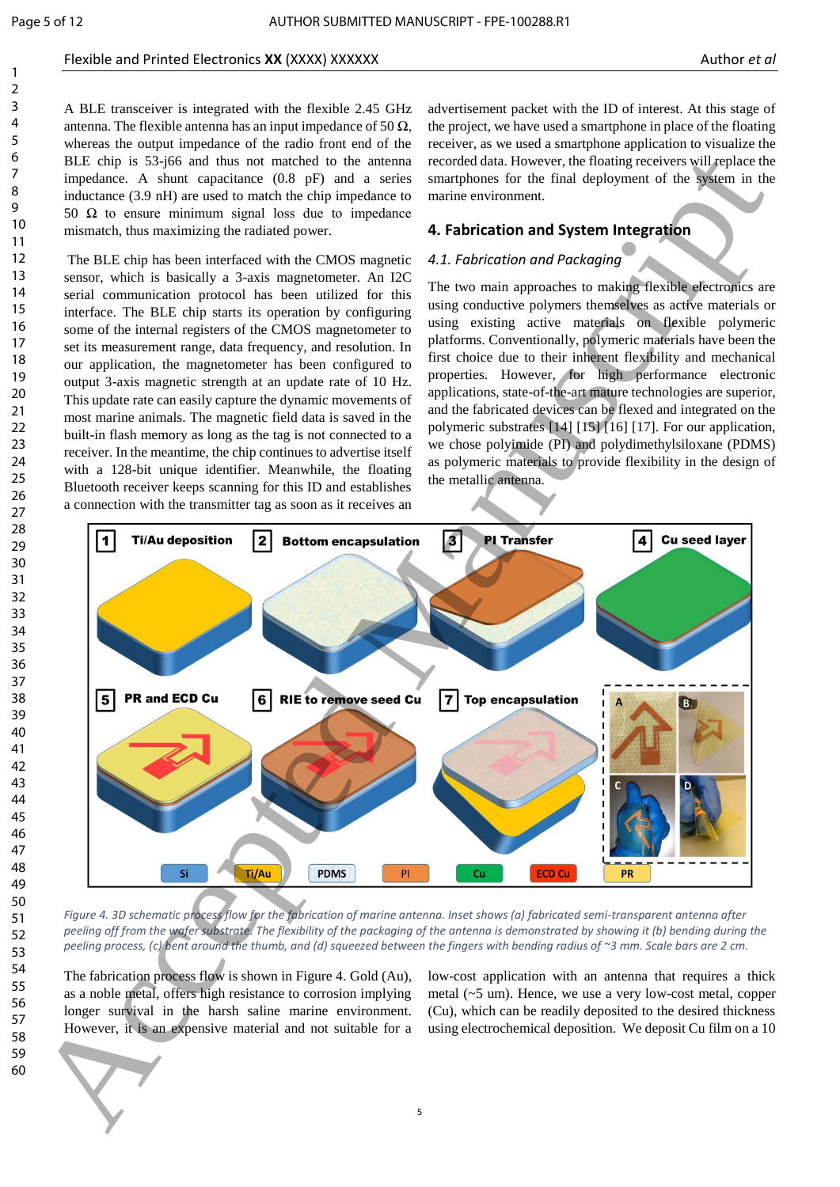A BLE transceiver is integrated with the flexible 2.45 GHz antenna. The flexible antenna has an input impedance of 50 Ω, whereas the output impedance of the radio front end of the BLE chip is 53-j66 and thus not matched to the antenna impedance. A shunt capacitance (0.8 pF) and a series inductance (3.9 nH) are used to match the chip impedance to 50 Ω to ensure minimum signal loss due to impedance mismatch, thus maximizing the radiated power.

The BLE chip has been interfaced with the CMOS magnetic sensor, which is basically a 3-axis magnetometer. An I2C serial communication protocol has been utilized for this interface. The BLE chip starts its operation by configuring some of the internal registers of the CMOS magnetometer to set its measurement range, data frequency, and resolution. In our application, the magnetometer has been configured to output 3-axis magnetic strength at an update rate of 10 Hz. This update rate can easily capture the dynamic movements of most marine animals. The magnetic field data is saved in the built-in flash memory as long as the tag is not connected to a receiver. In the meantime, the chip continues to advertise itself with a 128-bit unique identifier. Meanwhile, the floating Bluetooth receiver keeps scanning for this ID and establishes a connection with the transmitter tag as soon as it receives an advertisement packet with the ID of interest. At this stage of the project, we have used a smartphone in place of the floating receiver, as we used a smartphone application to visualize the recorded data. However, the floating receivers will replace the smartphones for the final deployment of the system in the marine environment.

## 4. Fabrication and System Integration

### 4.1. Fabrication and Packaging

The two main approaches to making flexible electronics are using conductive polymers themselves as active materials or using existing active materials on flexible polymeric platforms. Conventionally, polymeric materials have been the first choice due to their inherent flexibility and mechanical properties. However, for high performance electronic applications, state-of-the-art mature technologies are superior, and the fabricated devices can be flexed and integrated on the polymeric substrates [14] [15] [16] [17]. For our application, we chose polyimide (PI) and polydimethylsiloxane (PDMS) as polymeric materials to provide flexibility in the design of the metallic antenna.

*Figure 4. 3D schematic process flow for the fabrication of marine antenna. Inset shows (a) fabricated semi-transparent antenna after peeling off from the wafer substrate. The flexibility of the packaging of the antenna is demonstrated by showing it (b) bending during the peeling process, (c) bent around the thumb, and (d) squeezed between the fingers with bending radius of ~3 mm. Scale bars are 2 cm.*

The fabrication process flow is shown in Figure 4. Gold (Au), as a noble metal, offers high resistance to corrosion implying longer survival in the harsh saline marine environment. However, it is an expensive material and not suitable for a low-cost application with an antenna that requires a thick metal (~5 um). Hence, we use a very low-cost metal, copper (Cu), which can be readily deposited to the desired thickness using electrochemical deposition. We deposit Cu film on a 10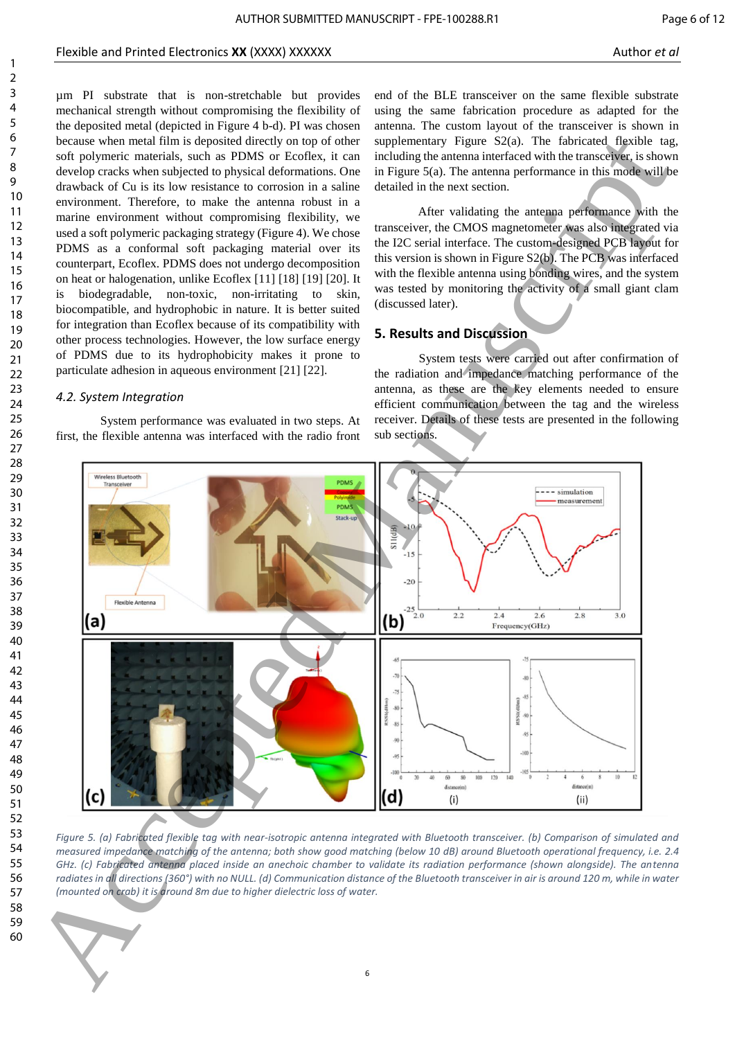μm PI substrate that is non-stretchable but provides mechanical strength without compromising the flexibility of the deposited metal (depicted in Figure 4 b-d). PI was chosen because when metal film is deposited directly on top of other soft polymeric materials, such as PDMS or Ecoflex, it can develop cracks when subjected to physical deformations. One drawback of Cu is its low resistance to corrosion in a saline environment. Therefore, to make the antenna robust in a marine environment without compromising flexibility, we used a soft polymeric packaging strategy (Figure 4). We chose PDMS as a conformal soft packaging material over its counterpart, Ecoflex. PDMS does not undergo decomposition on heat or halogenation, unlike Ecoflex [11] [18] [19] [20]. It is biodegradable, non-toxic, non-irritating to skin, biocompatible, and hydrophobic in nature. It is better suited for integration than Ecoflex because of its compatibility with other process technologies. However, the low surface energy of PDMS due to its hydrophobicity makes it prone to particulate adhesion in aqueous environment [21] [22].

### *4.2. System Integration*

System performance was evaluated in two steps. At first, the flexible antenna was interfaced with the radio front end of the BLE transceiver on the same flexible substrate using the same fabrication procedure as adapted for the antenna. The custom layout of the transceiver is shown in supplementary Figure S2(a). The fabricated flexible tag, including the antenna interfaced with the transceiver, is shown in Figure 5(a). The antenna performance in this mode will be detailed in the next section.

After validating the antenna performance with the transceiver, the CMOS magnetometer was also integrated via the I2C serial interface. The custom-designed PCB layout for this version is shown in Figure S2(b). The PCB was interfaced with the flexible antenna using bonding wires, and the system was tested by monitoring the activity of a small giant clam (discussed later).

## 5. Results and Discussion

System tests were carried out after confirmation of the radiation and impedance matching performance of the antenna, as these are the key elements needed to ensure efficient communication between the tag and the wireless receiver. Details of these tests are presented in the following sub sections.

*Figure 5. (a) Fabricated flexible tag with near-isotropic antenna integrated with Bluetooth transceiver. (b) Comparison of simulated and measured impedance matching of the antenna; both show good matching (below 10 dB) around Bluetooth operational frequency, i.e. 2.4 GHz. (c) Fabricated antenna placed inside an anechoic chamber to validate its radiation performance (shown alongside). The antenna radiates in all directions (360°) with no NULL. (d) Communication distance of the Bluetooth transceiver in air is around 120 m, while in water (mounted on crab) it is around 8m due to higher dielectric loss of water.*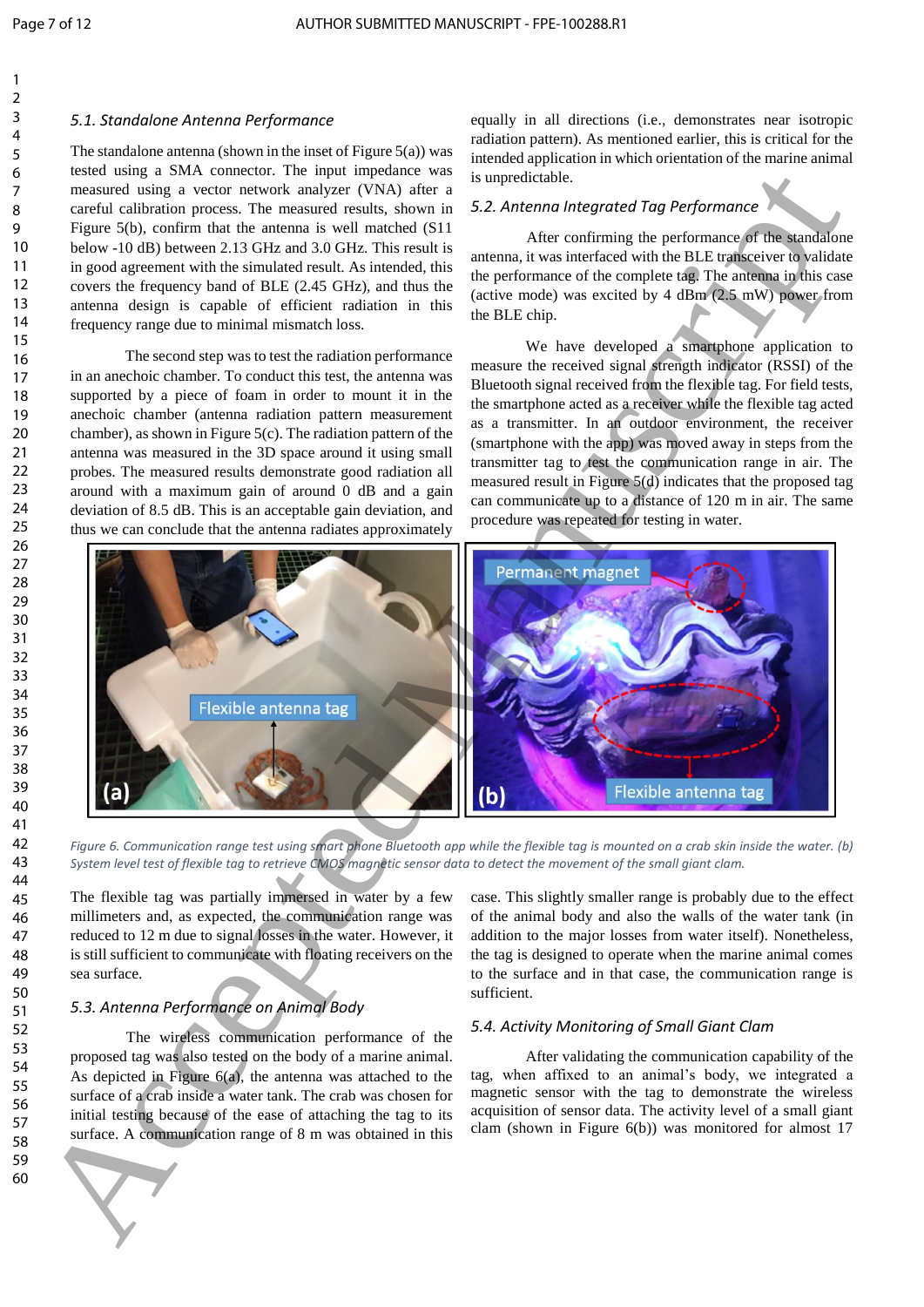### 5.1. Standalone Antenna Performance

The standalone antenna (shown in the inset of Figure 5(a)) was tested using a SMA connector. The input impedance was measured using a vector network analyzer (VNA) after a careful calibration process. The measured results, shown in Figure 5(b), confirm that the antenna is well matched (S11 below -10 dB) between 2.13 GHz and 3.0 GHz. This result is in good agreement with the simulated result. As intended, this covers the frequency band of BLE (2.45 GHz), and thus the antenna design is capable of efficient radiation in this frequency range due to minimal mismatch loss.

The second step was to test the radiation performance in an anechoic chamber. To conduct this test, the antenna was supported by a piece of foam in order to mount it in the anechoic chamber (antenna radiation pattern measurement chamber), as shown in Figure 5(c). The radiation pattern of the antenna was measured in the 3D space around it using small probes. The measured results demonstrate good radiation all around with a maximum gain of around 0 dB and a gain deviation of 8.5 dB. This is an acceptable gain deviation, and thus we can conclude that the antenna radiates approximately equally in all directions (i.e., demonstrates near isotropic radiation pattern). As mentioned earlier, this is critical for the intended application in which orientation of the marine animal is unpredictable.

### 5.2. Antenna Integrated Tag Performance

After confirming the performance of the standalone antenna, it was interfaced with the BLE transceiver to validate the performance of the complete tag. The antenna in this case (active mode) was excited by 4 dBm (2.5 mW) power from the BLE chip.

We have developed a smartphone application to measure the received signal strength indicator (RSSI) of the Bluetooth signal received from the flexible tag. For field tests, the smartphone acted as a receiver while the flexible tag acted as a transmitter. In an outdoor environment, the receiver (smartphone with the app) was moved away in steps from the transmitter tag to test the communication range in air. The measured result in Figure 5(d) indicates that the proposed tag can communicate up to a distance of 120 m in air. The same procedure was repeated for testing in water.

*Figure 6. Communication range test using smart phone Bluetooth app while the flexible tag is mounted on a crab skin inside the water. (b) System level test of flexible tag to retrieve CMOS magnetic sensor data to detect the movement of the small giant clam.*

The flexible tag was partially immersed in water by a few millimeters and, as expected, the communication range was reduced to 12 m due to signal losses in the water. However, it is still sufficient to communicate with floating receivers on the sea surface.

### 5.3. Antenna Performance on Animal Body

The wireless communication performance of the proposed tag was also tested on the body of a marine animal. As depicted in Figure 6(a), the antenna was attached to the surface of a crab inside a water tank. The crab was chosen for initial testing because of the ease of attaching the tag to its surface. A communication range of 8 m was obtained in this case. This slightly smaller range is probably due to the effect of the animal body and also the walls of the water tank (in addition to the major losses from water itself). Nonetheless, the tag is designed to operate when the marine animal comes to the surface and in that case, the communication range is sufficient.

### 5.4. Activity Monitoring of Small Giant Clam

After validating the communication capability of the tag, when affixed to an animal's body, we integrated a magnetic sensor with the tag to demonstrate the wireless acquisition of sensor data. The activity level of a small giant clam (shown in Figure 6(b)) was monitored for almost 17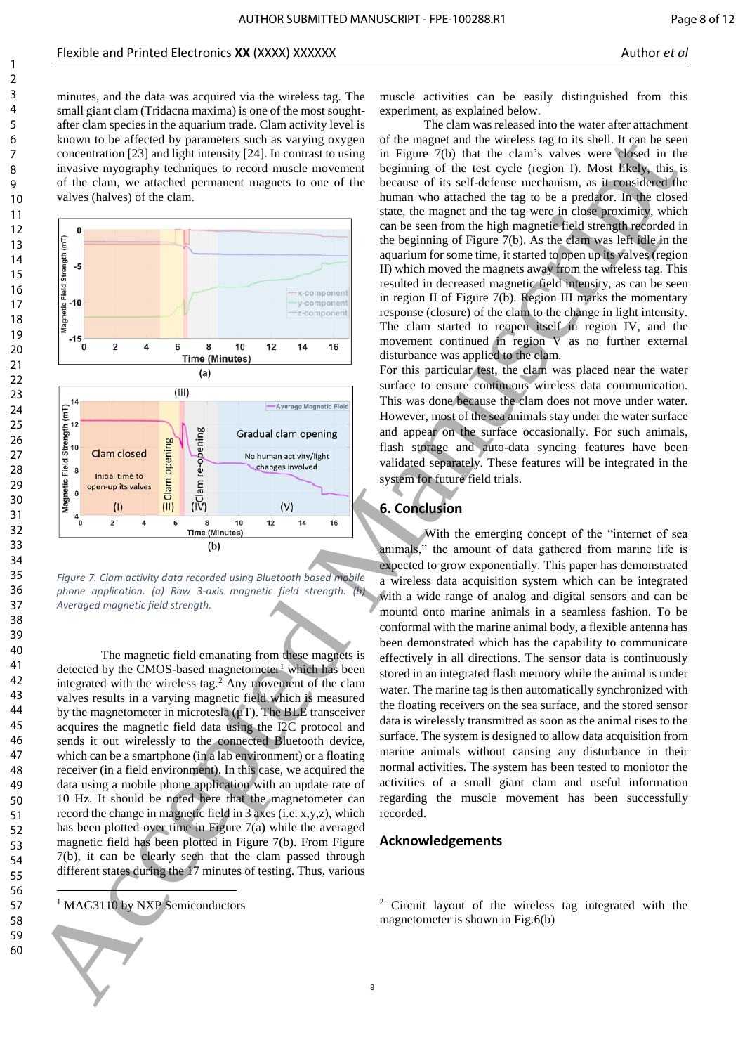minutes, and the data was acquired via the wireless tag. The small giant clam (Tridacna maxima) is one of the most sought-after clam species in the aquarium trade. Clam activity level is known to be affected by parameters such as varying oxygen concentration [23] and light intensity [24]. In contrast to using invasive myography techniques to record muscle movement of the clam, we attached permanent magnets to one of the valves (halves) of the clam.

*Figure 7. Clam activity data recorded using Bluetooth based mobile phone application. (a) Raw 3-axis magnetic field strength. (b) Averaged magnetic field strength.*

The magnetic field emanating from these magnets is detected by the CMOS-based magnetometer[1] which has been integrated with the wireless tag.[2] Any movement of the clam valves results in a varying magnetic field which is measured by the magnetometer in microtesla (µT). The BLE transceiver acquires the magnetic field data using the I2C protocol and sends it out wirelessly to the connected Bluetooth device, which can be a smartphone (in a lab environment) or a floating receiver (in a field environment). In this case, we acquired the data using a mobile phone application with an update rate of 10 Hz. It should be noted here that the magnetometer can record the change in magnetic field in 3 axes (i.e. x,y,z), which has been plotted over time in Figure 7(a) while the averaged magnetic field has been plotted in Figure 7(b). From Figure 7(b), it can be clearly seen that the clam passed through different states during the 17 minutes of testing. Thus, various muscle activities can be easily distinguished from this experiment, as explained below.

The clam was released into the water after attachment of the magnet and the wireless tag to its shell. It can be seen in Figure 7(b) that the clam's valves were closed in the beginning of the test cycle (region I). Most likely, this is because of its self-defense mechanism, as it considered the human who attached the tag to be a predator. In the closed state, the magnet and the tag were in close proximity, which can be seen from the high magnetic field strength recorded in the beginning of Figure 7(b). As the clam was left idle in the aquarium for some time, it started to open up its valves (region II) which moved the magnets away from the wireless tag. This resulted in decreased magnetic field intensity, as can be seen in region II of Figure 7(b). Region III marks the momentary response (closure) of the clam to the change in light intensity. The clam started to reopen itself in region IV, and the movement continued in region V as no further external disturbance was applied to the clam.

For this particular test, the clam was placed near the water surface to ensure continuous wireless data communication. This was done because the clam does not move under water. However, most of the sea animals stay under the water surface and appear on the surface occasionally. For such animals, flash storage and auto-data syncing features have been validated separately. These features will be integrated in the system for future field trials.

## 6. Conclusion

With the emerging concept of the "internet of sea animals," the amount of data gathered from marine life is expected to grow exponentially. This paper has demonstrated a wireless data acquisition system which can be integrated with a wide range of analog and digital sensors and can be mountd onto marine animals in a seamless fashion. To be conformal with the marine animal body, a flexible antenna has been demonstrated which has the capability to communicate effectively in all directions. The sensor data is continuously stored in an integrated flash memory while the animal is under water. The marine tag is then automatically synchronized with the floating receivers on the sea surface, and the stored sensor data is wirelessly transmitted as soon as the animal rises to the surface. The system is designed to allow data acquisition from marine animals without causing any disturbance in their normal activities. The system has been tested to moniotor the activities of a small giant clam and useful information regarding the muscle movement has been successfully recorded.

## Acknowledgements

[1] MAG3110 by NXP Semiconductors

[2] Circuit layout of the wireless tag integrated with the magnetometer is shown in Fig.6(b)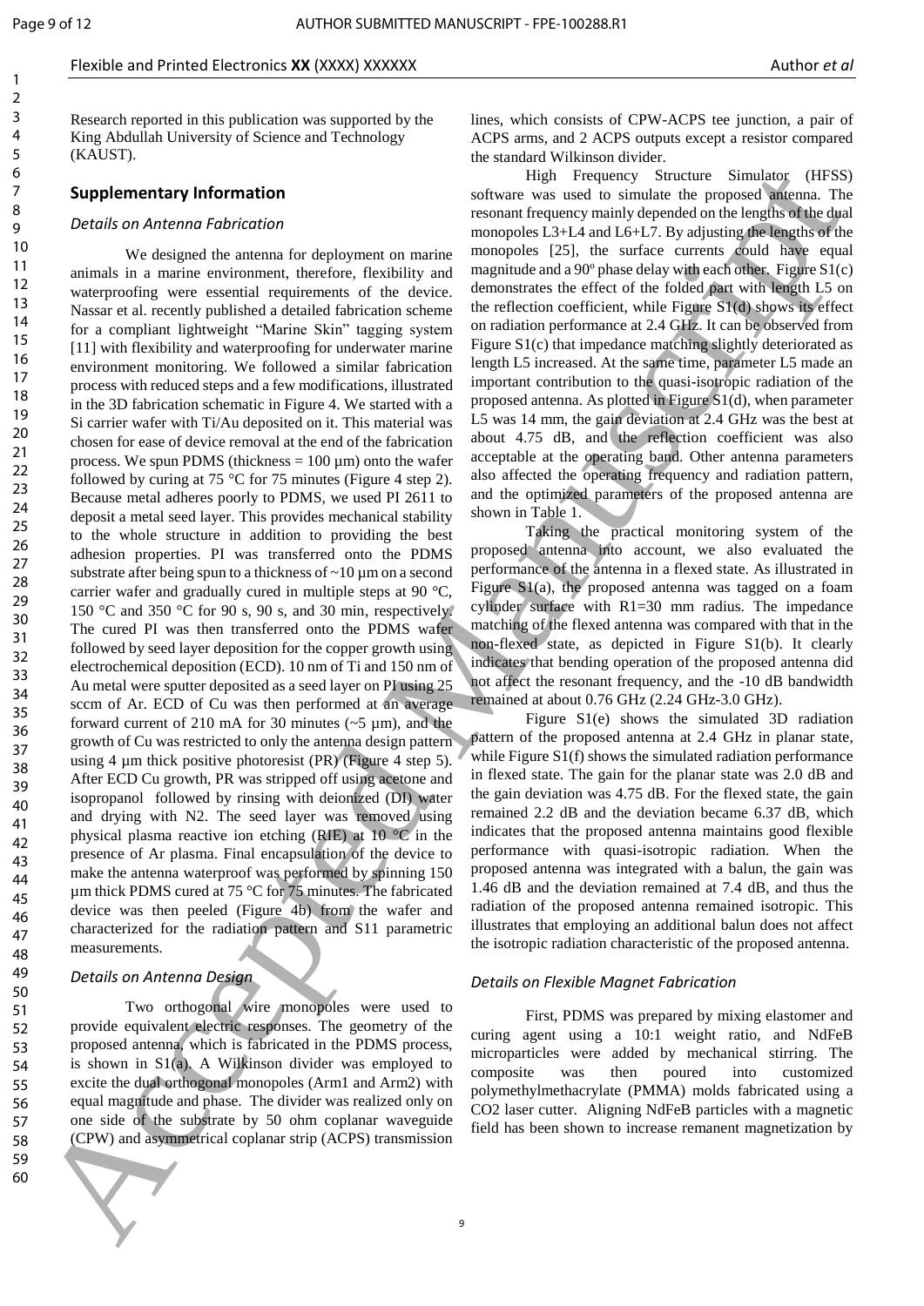Research reported in this publication was supported by the King Abdullah University of Science and Technology (KAUST).

## Supplementary Information

### *Details on Antenna Fabrication*

We designed the antenna for deployment on marine animals in a marine environment, therefore, flexibility and waterproofing were essential requirements of the device. Nassar et al. recently published a detailed fabrication scheme for a compliant lightweight "Marine Skin" tagging system [11] with flexibility and waterproofing for underwater marine environment monitoring. We followed a similar fabrication process with reduced steps and a few modifications, illustrated in the 3D fabrication schematic in Figure 4. We started with a Si carrier wafer with Ti/Au deposited on it. This material was chosen for ease of device removal at the end of the fabrication process. We spun PDMS (thickness = 100 µm) onto the wafer followed by curing at 75 °C for 75 minutes (Figure 4 step 2). Because metal adheres poorly to PDMS, we used PI 2611 to deposit a metal seed layer. This provides mechanical stability to the whole structure in addition to providing the best adhesion properties. PI was transferred onto the PDMS substrate after being spun to a thickness of ~10 µm on a second carrier wafer and gradually cured in multiple steps at 90 °C, 150 °C and 350 °C for 90 s, 90 s, and 30 min, respectively. The cured PI was then transferred onto the PDMS wafer followed by seed layer deposition for the copper growth using electrochemical deposition (ECD). 10 nm of Ti and 150 nm of Au metal were sputter deposited as a seed layer on PI using 25 sccm of Ar. ECD of Cu was then performed at an average forward current of 210 mA for 30 minutes (~5 µm), and the growth of Cu was restricted to only the antenna design pattern using 4 µm thick positive photoresist (PR) (Figure 4 step 5). After ECD Cu growth, PR was stripped off using acetone and isopropanol followed by rinsing with deionized (DI) water and drying with N2. The seed layer was removed using physical plasma reactive ion etching (RIE) at 10 °C in the presence of Ar plasma. Final encapsulation of the device to make the antenna waterproof was performed by spinning 150 µm thick PDMS cured at 75 °C for 75 minutes. The fabricated device was then peeled (Figure 4b) from the wafer and characterized for the radiation pattern and S11 parametric measurements.

### *Details on Antenna Design*

Two orthogonal wire monopoles were used to provide equivalent electric responses. The geometry of the proposed antenna, which is fabricated in the PDMS process, is shown in S1(a). A Wilkinson divider was employed to excite the dual orthogonal monopoles (Arm1 and Arm2) with equal magnitude and phase. The divider was realized only on one side of the substrate by 50 ohm coplanar waveguide (CPW) and asymmetrical coplanar strip (ACPS) transmission lines, which consists of CPW-ACPS tee junction, a pair of ACPS arms, and 2 ACPS outputs except a resistor compared the standard Wilkinson divider.

High Frequency Structure Simulator (HFSS) software was used to simulate the proposed antenna. The resonant frequency mainly depended on the lengths of the dual monopoles L3+L4 and L6+L7. By adjusting the lengths of the monopoles [25], the surface currents could have equal magnitude and a 90º phase delay with each other. Figure S1(c) demonstrates the effect of the folded part with length L5 on the reflection coefficient, while Figure S1(d) shows its effect on radiation performance at 2.4 GHz. It can be observed from Figure S1(c) that impedance matching slightly deteriorated as length L5 increased. At the same time, parameter L5 made an important contribution to the quasi-isotropic radiation of the proposed antenna. As plotted in Figure S1(d), when parameter L5 was 14 mm, the gain deviation at 2.4 GHz was the best at about 4.75 dB, and the reflection coefficient was also acceptable at the operating band. Other antenna parameters also affected the operating frequency and radiation pattern, and the optimized parameters of the proposed antenna are shown in Table 1.

Taking the practical monitoring system of the proposed antenna into account, we also evaluated the performance of the antenna in a flexed state. As illustrated in Figure S1(a), the proposed antenna was tagged on a foam cylinder surface with R1=30 mm radius. The impedance matching of the flexed antenna was compared with that in the non-flexed state, as depicted in Figure S1(b). It clearly indicates that bending operation of the proposed antenna did not affect the resonant frequency, and the -10 dB bandwidth remained at about 0.76 GHz (2.24 GHz-3.0 GHz).

Figure S1(e) shows the simulated 3D radiation pattern of the proposed antenna at 2.4 GHz in planar state, while Figure S1(f) shows the simulated radiation performance in flexed state. The gain for the planar state was 2.0 dB and the gain deviation was 4.75 dB. For the flexed state, the gain remained 2.2 dB and the deviation became 6.37 dB, which indicates that the proposed antenna maintains good flexible performance with quasi-isotropic radiation. When the proposed antenna was integrated with a balun, the gain was 1.46 dB and the deviation remained at 7.4 dB, and thus the radiation of the proposed antenna remained isotropic. This illustrates that employing an additional balun does not affect the isotropic radiation characteristic of the proposed antenna.

### *Details on Flexible Magnet Fabrication*

First, PDMS was prepared by mixing elastomer and curing agent using a 10:1 weight ratio, and NdFeB microparticles were added by mechanical stirring. The composite was then poured into customized polymethylmethacrylate (PMMA) molds fabricated using a $CO_2$ laser cutter. Aligning NdFeB particles with a magnetic field has been shown to increase remanent magnetization by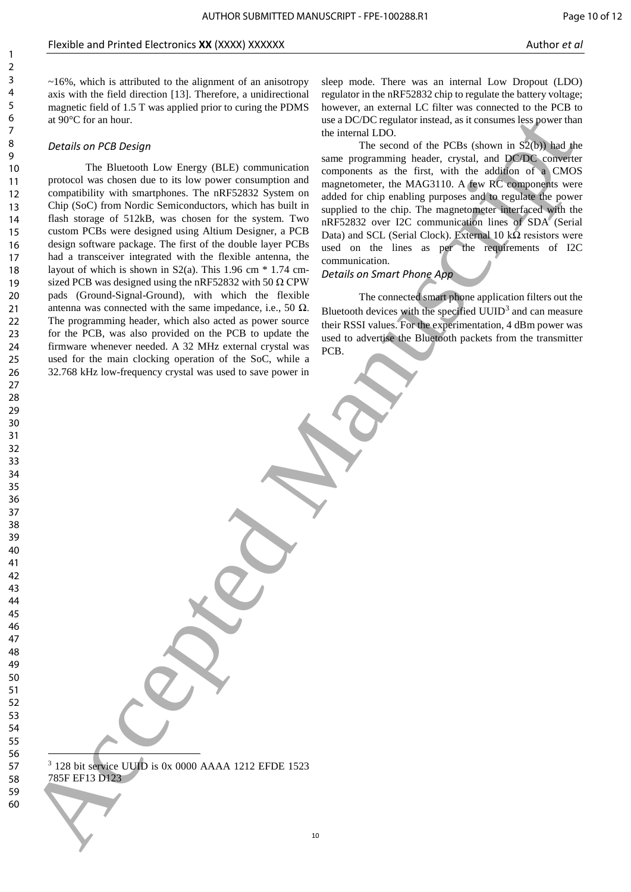~16%, which is attributed to the alignment of an anisotropy axis with the field direction [13]. Therefore, a unidirectional magnetic field of 1.5 T was applied prior to curing the PDMS at 90°C for an hour.

### *Details on PCB Design*

The Bluetooth Low Energy (BLE) communication protocol was chosen due to its low power consumption and compatibility with smartphones. The nRF52832 System on Chip (SoC) from Nordic Semiconductors, which has built in flash storage of 512kB, was chosen for the system. Two custom PCBs were designed using Altium Designer, a PCB design software package. The first of the double layer PCBs had a transceiver integrated with the flexible antenna, the layout of which is shown in S2(a). This 1.96 cm * 1.74 cm-sized PCB was designed using the nRF52832 with 50 Ω CPW pads (Ground-Signal-Ground), with which the flexible antenna was connected with the same impedance, i.e., 50 Ω. The programming header, which also acted as power source for the PCB, was also provided on the PCB to update the firmware whenever needed. A 32 MHz external crystal was used for the main clocking operation of the SoC, while a 32.768 kHz low-frequency crystal was used to save power in sleep mode. There was an internal Low Dropout (LDO) regulator in the nRF52832 chip to regulate the battery voltage; however, an external LC filter was connected to the PCB to use a DC/DC regulator instead, as it consumes less power than the internal LDO.

The second of the PCBs (shown in S2(b)) had the same programming header, crystal, and DC/DC converter components as the first, with the addition of a CMOS magnetometer, the MAG3110. A few RC components were added for chip enabling purposes and to regulate the power supplied to the chip. The magnetometer interfaced with the nRF52832 over I2C communication lines of SDA (Serial Data) and SCL (Serial Clock). External 10 kΩ resistors were used on the lines as per the requirements of I2C communication.

### *Details on Smart Phone App*

The connected smart phone application filters out the Bluetooth devices with the specified UUID[3] and can measure their RSSI values. For the experimentation, 4 dBm power was used to advertise the Bluetooth packets from the transmitter PCB.

[3] 128 bit service UUID is 0x 0000 AAAA 1212 EFDE 1523 785F EF13 D123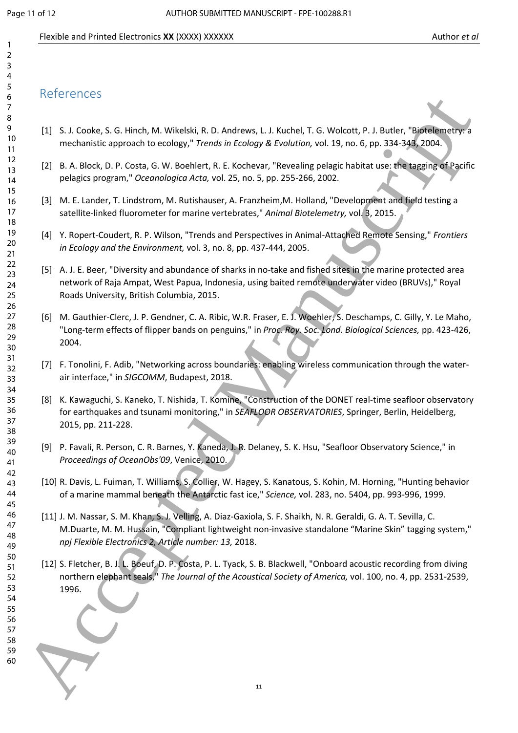## References

[1] S. J. Cooke, S. G. Hinch, M. Wikelski, R. D. Andrews, L. J. Kuchel, T. G. Wolcott, P. J. Butler, "Biotelemetry: a mechanistic approach to ecology," *Trends in Ecology & Evolution,* vol. 19, no. 6, pp. 334-343, 2004.

[2] B. A. Block, D. P. Costa, G. W. Boehlert, R. E. Kochevar, "Revealing pelagic habitat use: the tagging of Pacific pelagics program," *Oceanologica Acta,* vol. 25, no. 5, pp. 255-266, 2002.

[3] M. E. Lander, T. Lindstrom, M. Rutishauser, A. Franzheim,M. Holland, "Development and field testing a satellite-linked fluorometer for marine vertebrates," *Animal Biotelemetry,* vol. 3, 2015.

[4] Y. Ropert-Coudert, R. P. Wilson, "Trends and Perspectives in Animal-Attached Remote Sensing," *Frontiers in Ecology and the Environment,* vol. 3, no. 8, pp. 437-444, 2005.

[5] A. J. E. Beer, "Diversity and abundance of sharks in no-take and fished sites in the marine protected area network of Raja Ampat, West Papua, Indonesia, using baited remote underwater video (BRUVs)," Royal Roads University, British Columbia, 2015.

[6] M. Gauthier-Clerc, J. P. Gendner, C. A. Ribic, W.R. Fraser, E. J. Woehler, S. Deschamps, C. Gilly, Y. Le Maho, "Long-term effects of flipper bands on penguins," in *Proc. Roy. Soc. Lond. Biological Sciences,* pp. 423-426, 2004.

[7] F. Tonolini, F. Adib, "Networking across boundaries: enabling wireless communication through the water-air interface," in *SIGCOMM*, Budapest, 2018.

[8] K. Kawaguchi, S. Kaneko, T. Nishida, T. Komine, "Construction of the DONET real-time seafloor observatory for earthquakes and tsunami monitoring," in *SEAFLOOR OBSERVATORIES*, Springer, Berlin, Heidelberg, 2015, pp. 211-228.

[9] P. Favali, R. Person, C. R. Barnes, Y. Kaneda, J. R. Delaney, S. K. Hsu, "Seafloor Observatory Science," in *Proceedings of OceanObs'09*, Venice, 2010.

[10] R. Davis, L. Fuiman, T. Williams, S. Collier, W. Hagey, S. Kanatous, S. Kohin, M. Horning, "Hunting behavior of a marine mammal beneath the Antarctic fast ice," *Science,* vol. 283, no. 5404, pp. 993-996, 1999.

[11] J. M. Nassar, S. M. Khan, S. J. Velling, A. Diaz-Gaxiola, S. F. Shaikh, N. R. Geraldi, G. A. T. Sevilla, C. M.Duarte, M. M. Hussain, "Compliant lightweight non-invasive standalone “Marine Skin” tagging system," *npj Flexible Electronics 2, Article number: 13,* 2018.

[12] S. Fletcher, B. J. L. Boeuf, D. P. Costa, P. L. Tyack, S. B. Blackwell, "Onboard acoustic recording from diving northern elephant seals," *The Journal of the Acoustical Society of America,* vol. 100, no. 4, pp. 2531-2539, 1996.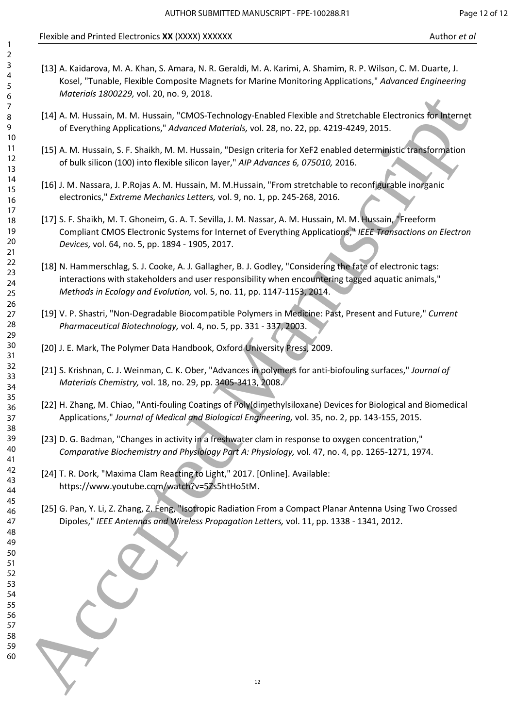[13] A. Kaidarova, M. A. Khan, S. Amara, N. R. Geraldi, M. A. Karimi, A. Shamim, R. P. Wilson, C. M. Duarte, J. Kosel, "Tunable, Flexible Composite Magnets for Marine Monitoring Applications," *Advanced Engineering Materials 1800229,* vol. 20, no. 9, 2018.

[14] A. M. Hussain, M. M. Hussain, "CMOS-Technology-Enabled Flexible and Stretchable Electronics for Internet of Everything Applications," *Advanced Materials,* vol. 28, no. 22, pp. 4219-4249, 2015.

[15] A. M. Hussain, S. F. Shaikh, M. M. Hussain, "Design criteria for XeF2 enabled deterministic transformation of bulk silicon (100) into flexible silicon layer," *AIP Advances 6, 075010,* 2016.

[16] J. M. Nassara, J. P.Rojas A. M. Hussain, M. M.Hussain, "From stretchable to reconfigurable inorganic electronics," *Extreme Mechanics Letters,* vol. 9, no. 1, pp. 245-268, 2016.

[17] S. F. Shaikh, M. T. Ghoneim, G. A. T. Sevilla, J. M. Nassar, A. M. Hussain, M. M. Hussain, "Freeform Compliant CMOS Electronic Systems for Internet of Everything Applications," *IEEE Transactions on Electron Devices,* vol. 64, no. 5, pp. 1894 - 1905, 2017.

[18] N. Hammerschlag, S. J. Cooke, A. J. Gallagher, B. J. Godley, "Considering the fate of electronic tags: interactions with stakeholders and user responsibility when encountering tagged aquatic animals," *Methods in Ecology and Evolution,* vol. 5, no. 11, pp. 1147-1153, 2014.

[19] V. P. Shastri, "Non-Degradable Biocompatible Polymers in Medicine: Past, Present and Future," *Current Pharmaceutical Biotechnology,* vol. 4, no. 5, pp. 331 - 337, 2003.

[20] J. E. Mark, The Polymer Data Handbook, Oxford University Press, 2009.

[21] S. Krishnan, C. J. Weinman, C. K. Ober, "Advances in polymers for anti-biofouling surfaces," *Journal of Materials Chemistry,* vol. 18, no. 29, pp. 3405-3413, 2008.

[22] H. Zhang, M. Chiao, "Anti-fouling Coatings of Poly(dimethylsiloxane) Devices for Biological and Biomedical Applications," *Journal of Medical and Biological Engineering,* vol. 35, no. 2, pp. 143-155, 2015.

[23] D. G. Badman, "Changes in activity in a freshwater clam in response to oxygen concentration," *Comparative Biochemistry and Physiology Part A: Physiology,* vol. 47, no. 4, pp. 1265-1271, 1974.

[24] T. R. Dork, "Maxima Clam Reacting to Light," 2017. [Online]. Available: https://www.youtube.com/watch?v=5Zs5htHo5tM.

[25] G. Pan, Y. Li, Z. Zhang, Z. Feng, "Isotropic Radiation From a Compact Planar Antenna Using Two Crossed Dipoles," *IEEE Antennas and Wireless Propagation Letters,* vol. 11, pp. 1338 - 1341, 2012.